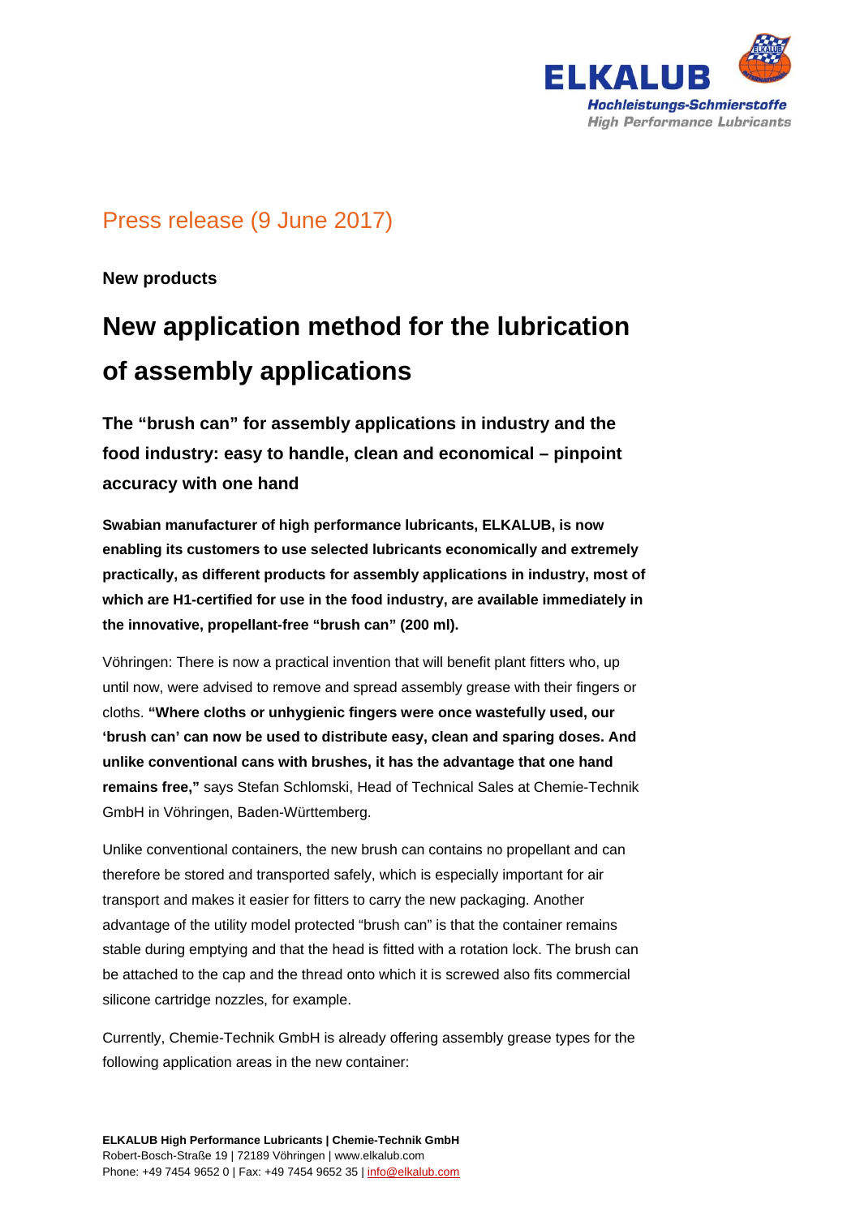Press release (9 June 2017)

**New products**

# New application method for the lubrication of assembly applications

## The "brush can" for assembly applications in industry and the food industry: easy to handle, clean and economical – pinpoint accuracy with one hand

**Swabian manufacturer of high performance lubricants, ELKALUB, is now enabling its customers to use selected lubricants economically and extremely practically, as different products for assembly applications in industry, most of which are H1-certified for use in the food industry, are available immediately in the innovative, propellant-free "brush can" (200 ml).**

Vöhringen: There is now a practical invention that will benefit plant fitters who, up until now, were advised to remove and spread assembly grease with their fingers or cloths. **"Where cloths or unhygienic fingers were once wastefully used, our 'brush can' can now be used to distribute easy, clean and sparing doses. And unlike conventional cans with brushes, it has the advantage that one hand remains free,"** says Stefan Schlomski, Head of Technical Sales at Chemie-Technik GmbH in Vöhringen, Baden-Württemberg.

Unlike conventional containers, the new brush can contains no propellant and can therefore be stored and transported safely, which is especially important for air transport and makes it easier for fitters to carry the new packaging. Another advantage of the utility model protected "brush can" is that the container remains stable during emptying and that the head is fitted with a rotation lock. The brush can be attached to the cap and the thread onto which it is screwed also fits commercial silicone cartridge nozzles, for example.

Currently, Chemie-Technik GmbH is already offering assembly grease types for the following application areas in the new container:

**ELKALUB High Performance Lubricants | Chemie-Technik GmbH**
Robert-Bosch-Straße 19 | 72189 Vöhringen | www.elkalub.com
Phone: +49 7454 9652 0 | Fax: +49 7454 9652 35 | info@elkalub.com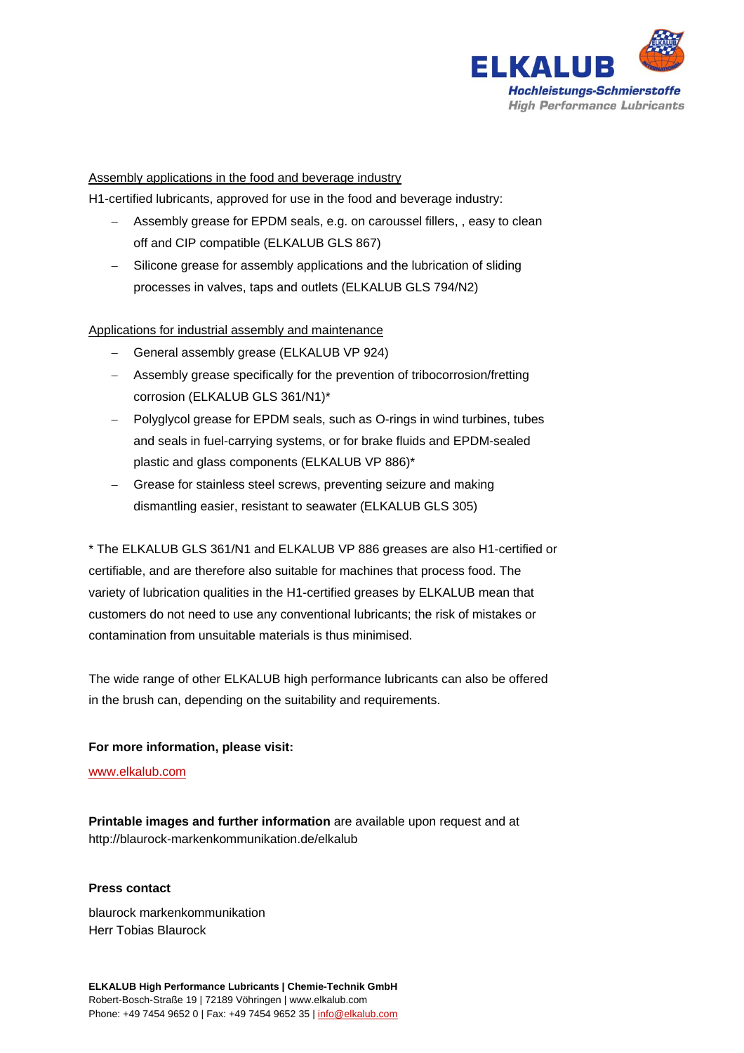Assembly applications in the food and beverage industry

H1-certified lubricants, approved for use in the food and beverage industry:

- Assembly grease for EPDM seals, e.g. on caroussel fillers, , easy to clean off and CIP compatible (ELKALUB GLS 867)
- Silicone grease for assembly applications and the lubrication of sliding processes in valves, taps and outlets (ELKALUB GLS 794/N2)

Applications for industrial assembly and maintenance

- General assembly grease (ELKALUB VP 924)
- Assembly grease specifically for the prevention of tribocorrosion/fretting corrosion (ELKALUB GLS 361/N1)*
- Polyglycol grease for EPDM seals, such as O-rings in wind turbines, tubes and seals in fuel-carrying systems, or for brake fluids and EPDM-sealed plastic and glass components (ELKALUB VP 886)*
- Grease for stainless steel screws, preventing seizure and making dismantling easier, resistant to seawater (ELKALUB GLS 305)

* The ELKALUB GLS 361/N1 and ELKALUB VP 886 greases are also H1-certified or certifiable, and are therefore also suitable for machines that process food. The variety of lubrication qualities in the H1-certified greases by ELKALUB mean that customers do not need to use any conventional lubricants; the risk of mistakes or contamination from unsuitable materials is thus minimised.

The wide range of other ELKALUB high performance lubricants can also be offered in the brush can, depending on the suitability and requirements.

**For more information, please visit:**

www.elkalub.com

**Printable images and further information** are available upon request and at http://blaurock-markenkommunikation.de/elkalub

**Press contact**

blaurock markenkommunikation
Herr Tobias Blaurock

**ELKALUB High Performance Lubricants | Chemie-Technik GmbH**
Robert-Bosch-Straße 19 | 72189 Vöhringen | www.elkalub.com
Phone: +49 7454 9652 0 | Fax: +49 7454 9652 35 | info@elkalub.com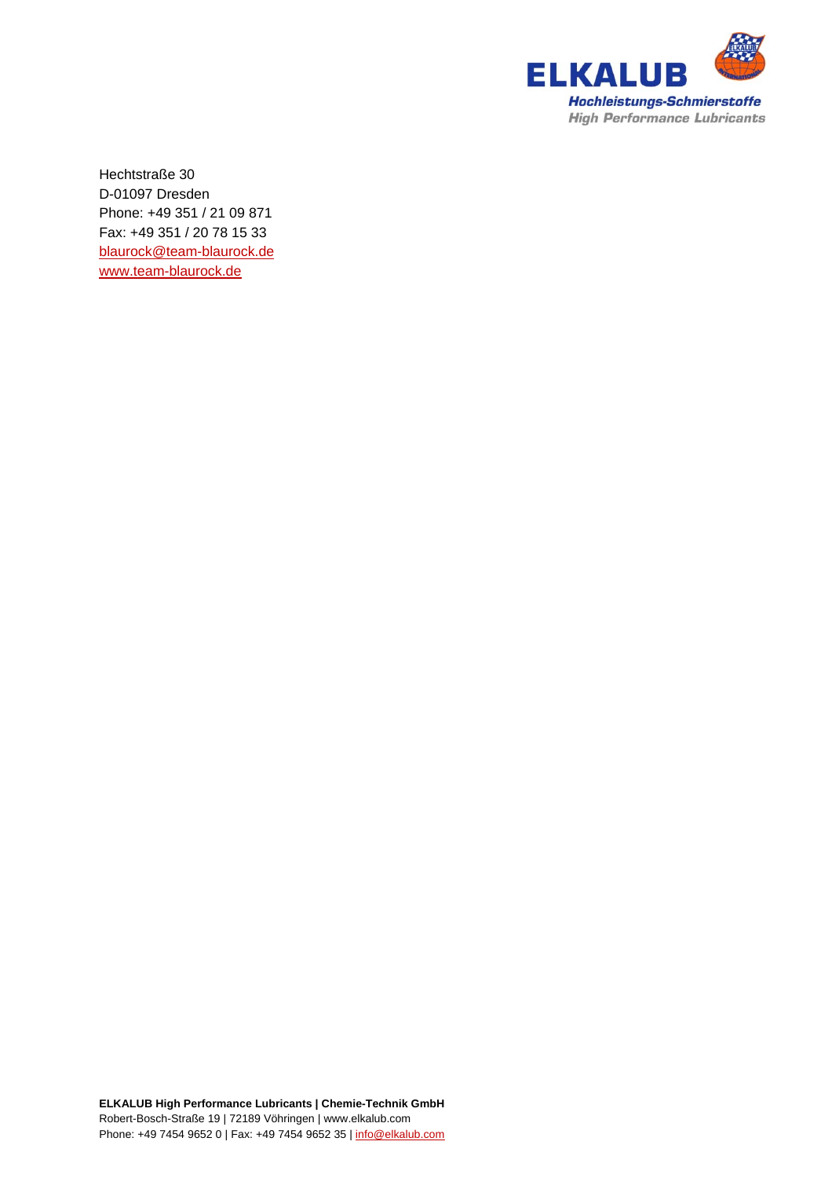ELKALUB
Hochleistungs-Schmierstoffe
High Performance Lubricants

Hechtstraße 30
D-01097 Dresden
Phone: +49 351 / 21 09 871
Fax: +49 351 / 20 78 15 33
blaurock@team-blaurock.de
www.team-blaurock.de

**ELKALUB High Performance Lubricants | Chemie-Technik GmbH**
Robert-Bosch-Straße 19 | 72189 Vöhringen | www.elkalub.com
Phone: +49 7454 9652 0 | Fax: +49 7454 9652 35 | info@elkalub.com